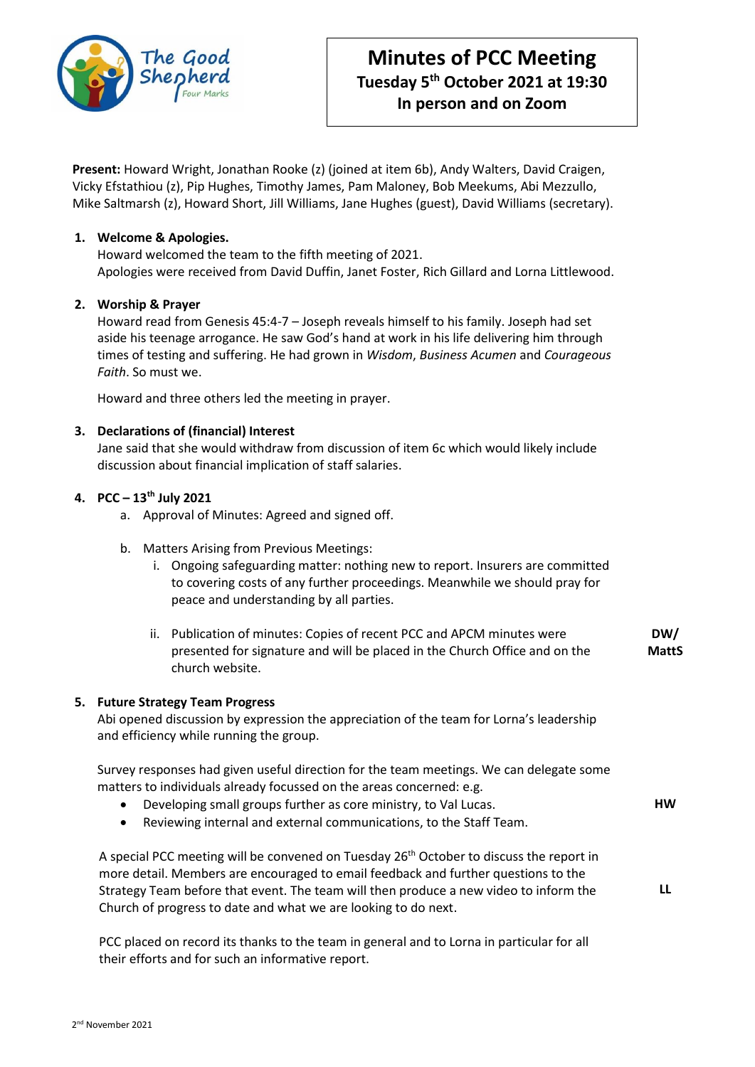# Minutes of PCC Meeting

**Tuesday 5th October 2021 at 19:30**

**In person and on Zoom**

**Present:** Howard Wright, Jonathan Rooke (z) (joined at item 6b), Andy Walters, David Craigen, Vicky Efstathiou (z), Pip Hughes, Timothy James, Pam Maloney, Bob Meekums, Abi Mezzullo, Mike Saltmarsh (z), Howard Short, Jill Williams, Jane Hughes (guest), David Williams (secretary).

1. **Welcome & Apologies.**
   Howard welcomed the team to the fifth meeting of 2021.
   Apologies were received from David Duffin, Janet Foster, Rich Gillard and Lorna Littlewood.

2. **Worship & Prayer**
   Howard read from Genesis 45:4-7 – Joseph reveals himself to his family. Joseph had set aside his teenage arrogance. He saw God's hand at work in his life delivering him through times of testing and suffering. He had grown in *Wisdom*, *Business Acumen* and *Courageous Faith*. So must we.

   Howard and three others led the meeting in prayer.

3. **Declarations of (financial) Interest**
   Jane said that she would withdraw from discussion of item 6c which would likely include discussion about financial implication of staff salaries.

4. **PCC – 13th July 2021**
   a. Approval of Minutes: Agreed and signed off.

   b. Matters Arising from Previous Meetings:
      i. Ongoing safeguarding matter: nothing new to report. Insurers are committed to covering costs of any further proceedings. Meanwhile we should pray for peace and understanding by all parties.

      ii. Publication of minutes: Copies of recent PCC and APCM minutes were presented for signature and will be placed in the Church Office and on the church website. **DW/ MattS**

5. **Future Strategy Team Progress**
   Abi opened discussion by expression the appreciation of the team for Lorna's leadership and efficiency while running the group.

   Survey responses had given useful direction for the team meetings. We can delegate some matters to individuals already focussed on the areas concerned: e.g.
   - Developing small groups further as core ministry, to Val Lucas. **HW**
   - Reviewing internal and external communications, to the Staff Team.

   A special PCC meeting will be convened on Tuesday 26th October to discuss the report in more detail. Members are encouraged to email feedback and further questions to the Strategy Team before that event. The team will then produce a new video to inform the Church of progress to date and what we are looking to do next. **LL**

   PCC placed on record its thanks to the team in general and to Lorna in particular for all their efforts and for such an informative report.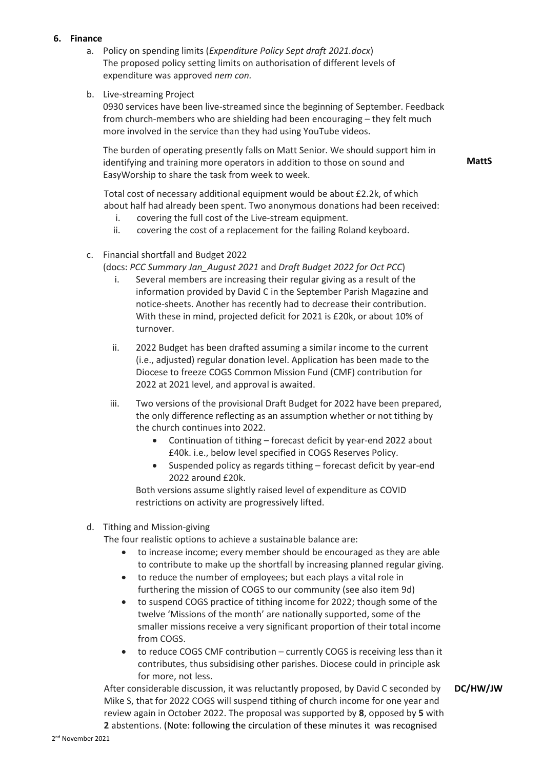**6. Finance**

a. Policy on spending limits (*Expenditure Policy Sept draft 2021.docx*)
The proposed policy setting limits on authorisation of different levels of expenditure was approved *nem con.*

b. Live-streaming Project
0930 services have been live-streamed since the beginning of September. Feedback from church-members who are shielding had been encouraging – they felt much more involved in the service than they had using YouTube videos.

The burden of operating presently falls on Matt Senior. We should support him in identifying and training more operators in addition to those on sound and EasyWorship to share the task from week to week. **MattS**

Total cost of necessary additional equipment would be about £2.2k, of which about half had already been spent. Two anonymous donations had been received:

   i. covering the full cost of the Live-stream equipment.
   ii. covering the cost of a replacement for the failing Roland keyboard.

c. Financial shortfall and Budget 2022
(docs: *PCC Summary Jan_August 2021* and *Draft Budget 2022 for Oct PCC*)

   i. Several members are increasing their regular giving as a result of the information provided by David C in the September Parish Magazine and notice-sheets. Another has recently had to decrease their contribution. With these in mind, projected deficit for 2021 is £20k, or about 10% of turnover.

   ii. 2022 Budget has been drafted assuming a similar income to the current (i.e., adjusted) regular donation level. Application has been made to the Diocese to freeze COGS Common Mission Fund (CMF) contribution for 2022 at 2021 level, and approval is awaited.

   iii. Two versions of the provisional Draft Budget for 2022 have been prepared, the only difference reflecting as an assumption whether or not tithing by the church continues into 2022.
      - Continuation of tithing – forecast deficit by year-end 2022 about £40k. i.e., below level specified in COGS Reserves Policy.
      - Suspended policy as regards tithing – forecast deficit by year-end 2022 around £20k.

   Both versions assume slightly raised level of expenditure as COVID restrictions on activity are progressively lifted.

d. Tithing and Mission-giving
The four realistic options to achieve a sustainable balance are:

   - to increase income; every member should be encouraged as they are able to contribute to make up the shortfall by increasing planned regular giving.
   - to reduce the number of employees; but each plays a vital role in furthering the mission of COGS to our community (see also item 9d)
   - to suspend COGS practice of tithing income for 2022; though some of the twelve 'Missions of the month' are nationally supported, some of the smaller missions receive a very significant proportion of their total income from COGS.
   - to reduce COGS CMF contribution – currently COGS is receiving less than it contributes, thus subsidising other parishes. Diocese could in principle ask for more, not less.

After considerable discussion, it was reluctantly proposed, by David C seconded by Mike S, that for 2022 COGS will suspend tithing of church income for one year and review again in October 2022. The proposal was supported by **8**, opposed by **5** with **2** abstentions. (Note: following the circulation of these minutes it was recognised **DC/HW/JW**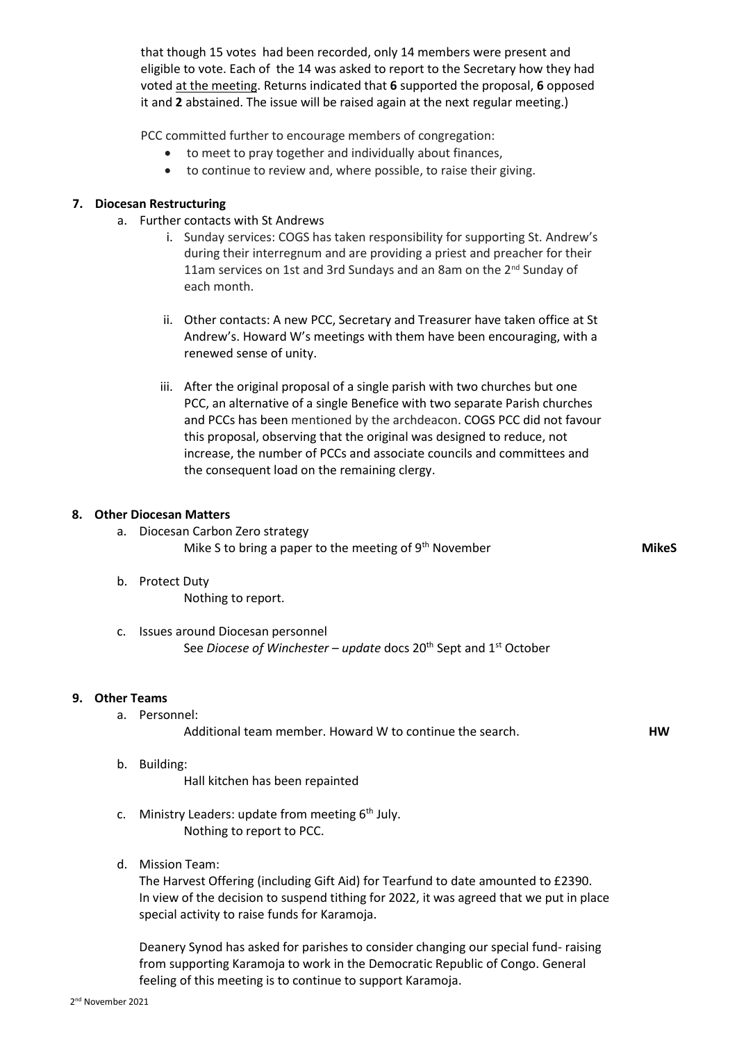that though 15 votes had been recorded, only 14 members were present and eligible to vote. Each of the 14 was asked to report to the Secretary how they had voted at the meeting. Returns indicated that **6** supported the proposal, **6** opposed it and **2** abstained. The issue will be raised again at the next regular meeting.)

PCC committed further to encourage members of congregation:

- to meet to pray together and individually about finances,
- to continue to review and, where possible, to raise their giving.

**7. Diocesan Restructuring**

a. Further contacts with St Andrews

i. Sunday services: COGS has taken responsibility for supporting St. Andrew's during their interregnum and are providing a priest and preacher for their 11am services on 1st and 3rd Sundays and an 8am on the 2nd Sunday of each month.

ii. Other contacts: A new PCC, Secretary and Treasurer have taken office at St Andrew's. Howard W's meetings with them have been encouraging, with a renewed sense of unity.

iii. After the original proposal of a single parish with two churches but one PCC, an alternative of a single Benefice with two separate Parish churches and PCCs has been mentioned by the archdeacon. COGS PCC did not favour this proposal, observing that the original was designed to reduce, not increase, the number of PCCs and associate councils and committees and the consequent load on the remaining clergy.

**8. Other Diocesan Matters**

a. Diocesan Carbon Zero strategy
Mike S to bring a paper to the meeting of 9th November **MikeS**

b. Protect Duty
Nothing to report.

c. Issues around Diocesan personnel
See *Diocese of Winchester – update* docs 20th Sept and 1st October

**9. Other Teams**

a. Personnel:
Additional team member. Howard W to continue the search. **HW**

b. Building:
Hall kitchen has been repainted

c. Ministry Leaders: update from meeting 6th July.
Nothing to report to PCC.

d. Mission Team:
The Harvest Offering (including Gift Aid) for Tearfund to date amounted to £2390. In view of the decision to suspend tithing for 2022, it was agreed that we put in place special activity to raise funds for Karamoja.

Deanery Synod has asked for parishes to consider changing our special fund- raising from supporting Karamoja to work in the Democratic Republic of Congo. General feeling of this meeting is to continue to support Karamoja.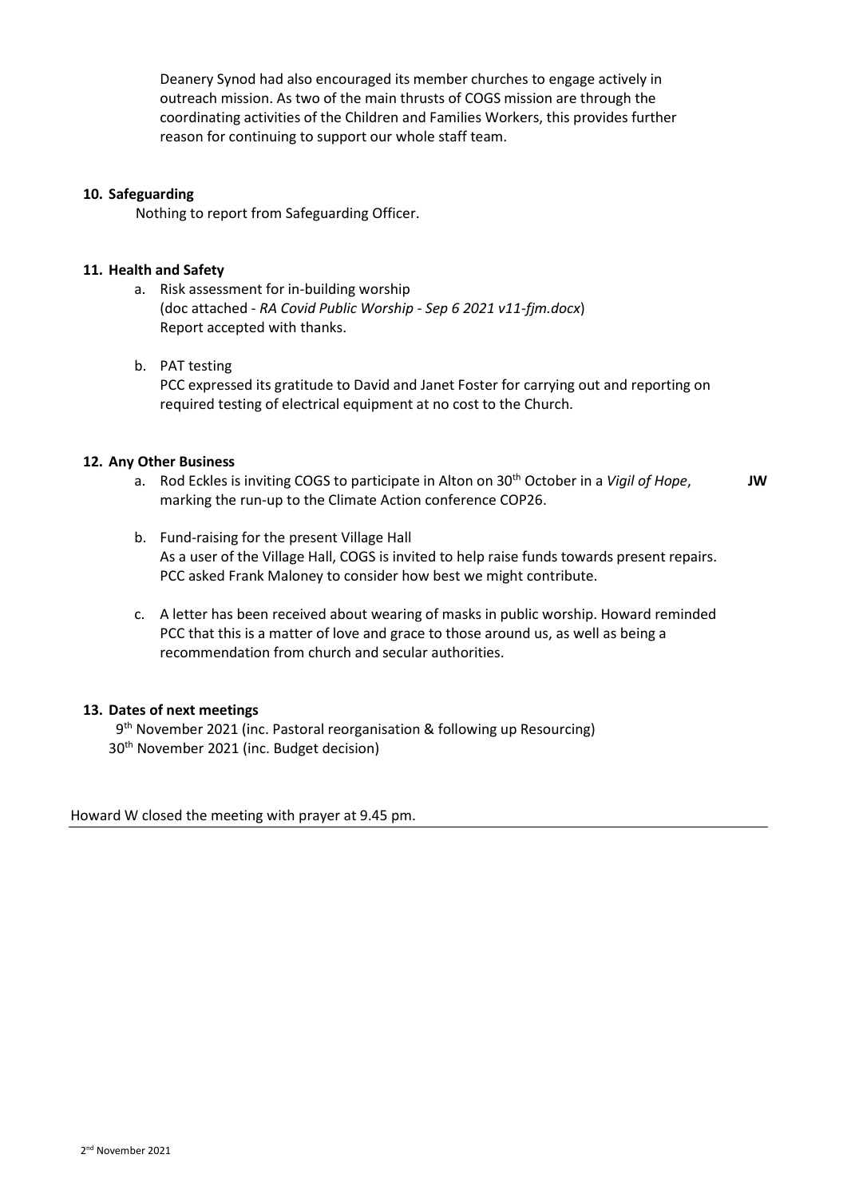Deanery Synod had also encouraged its member churches to engage actively in outreach mission. As two of the main thrusts of COGS mission are through the coordinating activities of the Children and Families Workers, this provides further reason for continuing to support our whole staff team.

**10. Safeguarding**

Nothing to report from Safeguarding Officer.

**11. Health and Safety**

a. Risk assessment for in-building worship
(doc attached - *RA Covid Public Worship - Sep 6 2021 v11-fjm.docx*)
Report accepted with thanks.

b. PAT testing
PCC expressed its gratitude to David and Janet Foster for carrying out and reporting on required testing of electrical equipment at no cost to the Church.

**12. Any Other Business**

a. Rod Eckles is inviting COGS to participate in Alton on 30th October in a *Vigil of Hope*, marking the run-up to the Climate Action conference COP26. **JW**

b. Fund-raising for the present Village Hall
As a user of the Village Hall, COGS is invited to help raise funds towards present repairs. PCC asked Frank Maloney to consider how best we might contribute.

c. A letter has been received about wearing of masks in public worship. Howard reminded PCC that this is a matter of love and grace to those around us, as well as being a recommendation from church and secular authorities.

**13. Dates of next meetings**

9th November 2021 (inc. Pastoral reorganisation & following up Resourcing)
30th November 2021 (inc. Budget decision)

Howard W closed the meeting with prayer at 9.45 pm.